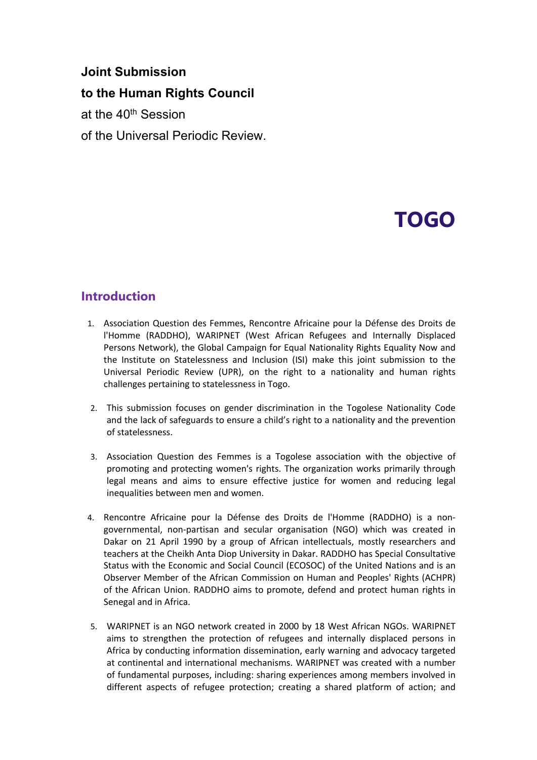**Joint Submission**

**to the Human Rights Council**

at the 40th Session

of the Universal Periodic Review.

# TOGO

## Introduction

1. Association Question des Femmes, Rencontre Africaine pour la Défense des Droits de l'Homme (RADDHO), WARIPNET (West African Refugees and Internally Displaced Persons Network), the Global Campaign for Equal Nationality Rights Equality Now and the Institute on Statelessness and Inclusion (ISI) make this joint submission to the Universal Periodic Review (UPR), on the right to a nationality and human rights challenges pertaining to statelessness in Togo.

2. This submission focuses on gender discrimination in the Togolese Nationality Code and the lack of safeguards to ensure a child's right to a nationality and the prevention of statelessness.

3. Association Question des Femmes is a Togolese association with the objective of promoting and protecting women's rights. The organization works primarily through legal means and aims to ensure effective justice for women and reducing legal inequalities between men and women.

4. Rencontre Africaine pour la Défense des Droits de l'Homme (RADDHO) is a non-governmental, non-partisan and secular organisation (NGO) which was created in Dakar on 21 April 1990 by a group of African intellectuals, mostly researchers and teachers at the Cheikh Anta Diop University in Dakar. RADDHO has Special Consultative Status with the Economic and Social Council (ECOSOC) of the United Nations and is an Observer Member of the African Commission on Human and Peoples' Rights (ACHPR) of the African Union. RADDHO aims to promote, defend and protect human rights in Senegal and in Africa.

5. WARIPNET is an NGO network created in 2000 by 18 West African NGOs. WARIPNET aims to strengthen the protection of refugees and internally displaced persons in Africa by conducting information dissemination, early warning and advocacy targeted at continental and international mechanisms. WARIPNET was created with a number of fundamental purposes, including: sharing experiences among members involved in different aspects of refugee protection; creating a shared platform of action; and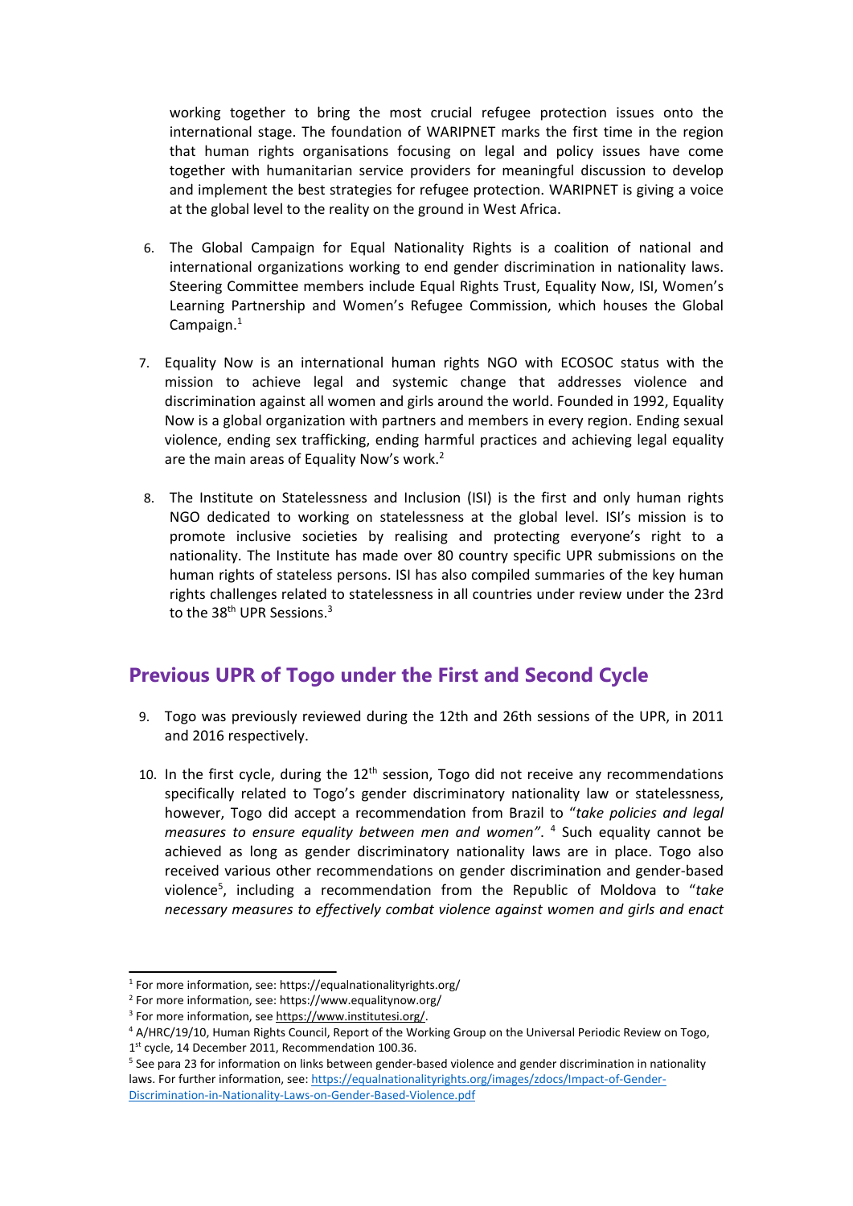working together to bring the most crucial refugee protection issues onto the international stage. The foundation of WARIPNET marks the first time in the region that human rights organisations focusing on legal and policy issues have come together with humanitarian service providers for meaningful discussion to develop and implement the best strategies for refugee protection. WARIPNET is giving a voice at the global level to the reality on the ground in West Africa.

6. The Global Campaign for Equal Nationality Rights is a coalition of national and international organizations working to end gender discrimination in nationality laws. Steering Committee members include Equal Rights Trust, Equality Now, ISI, Women's Learning Partnership and Women's Refugee Commission, which houses the Global Campaign.[1]

7. Equality Now is an international human rights NGO with ECOSOC status with the mission to achieve legal and systemic change that addresses violence and discrimination against all women and girls around the world. Founded in 1992, Equality Now is a global organization with partners and members in every region. Ending sexual violence, ending sex trafficking, ending harmful practices and achieving legal equality are the main areas of Equality Now's work.[2]

8. The Institute on Statelessness and Inclusion (ISI) is the first and only human rights NGO dedicated to working on statelessness at the global level. ISI's mission is to promote inclusive societies by realising and protecting everyone's right to a nationality. The Institute has made over 80 country specific UPR submissions on the human rights of stateless persons. ISI has also compiled summaries of the key human rights challenges related to statelessness in all countries under review under the 23rd to the 38th UPR Sessions.[3]

## Previous UPR of Togo under the First and Second Cycle

9. Togo was previously reviewed during the 12th and 26th sessions of the UPR, in 2011 and 2016 respectively.

10. In the first cycle, during the 12th session, Togo did not receive any recommendations specifically related to Togo's gender discriminatory nationality law or statelessness, however, Togo did accept a recommendation from Brazil to "*take policies and legal measures to ensure equality between men and women"*. [4] Such equality cannot be achieved as long as gender discriminatory nationality laws are in place. Togo also received various other recommendations on gender discrimination and gender-based violence[5], including a recommendation from the Republic of Moldova to "*take necessary measures to effectively combat violence against women and girls and enact*

---

[1] For more information, see: https://equalnationalityrights.org/

[2] For more information, see: https://www.equalitynow.org/

[3] For more information, see https://www.institutesi.org/.

[4] A/HRC/19/10, Human Rights Council, Report of the Working Group on the Universal Periodic Review on Togo, 1st cycle, 14 December 2011, Recommendation 100.36.

[5] See para 23 for information on links between gender-based violence and gender discrimination in nationality laws. For further information, see: https://equalnationalityrights.org/images/zdocs/Impact-of-Gender-Discrimination-in-Nationality-Laws-on-Gender-Based-Violence.pdf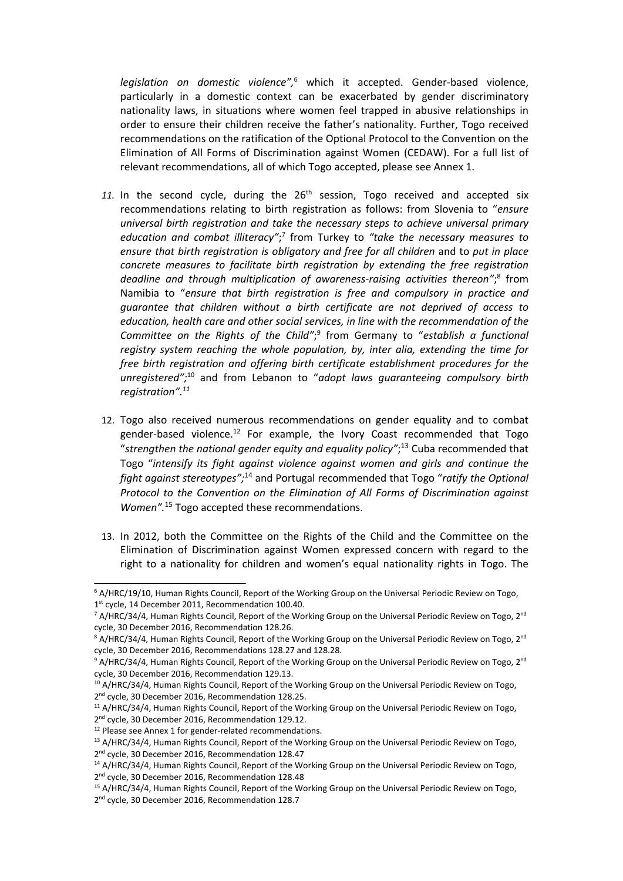*legislation on domestic violence",*[6] which it accepted. Gender-based violence, particularly in a domestic context can be exacerbated by gender discriminatory nationality laws, in situations where women feel trapped in abusive relationships in order to ensure their children receive the father's nationality. Further, Togo received recommendations on the ratification of the Optional Protocol to the Convention on the Elimination of All Forms of Discrimination against Women (CEDAW). For a full list of relevant recommendations, all of which Togo accepted, please see Annex 1.

11. In the second cycle, during the 26th session, Togo received and accepted six recommendations relating to birth registration as follows: from Slovenia to "*ensure universal birth registration and take the necessary steps to achieve universal primary education and combat illiteracy*";[7] from Turkey to *"take the necessary measures to ensure that birth registration is obligatory and free for all children* and to *put in place concrete measures to facilitate birth registration by extending the free registration deadline and through multiplication of awareness-raising activities thereon"*;[8] from Namibia to "*ensure that birth registration is free and compulsory in practice and guarantee that children without a birth certificate are not deprived of access to education, health care and other social services, in line with the recommendation of the Committee on the Rights of the Child"*;[9] from Germany to "*establish a functional registry system reaching the whole population, by, inter alia, extending the time for free birth registration and offering birth certificate establishment procedures for the unregistered";*[10] and from Lebanon to "*adopt laws guaranteeing compulsory birth registration".*[11]

12. Togo also received numerous recommendations on gender equality and to combat gender-based violence.[12] For example, the Ivory Coast recommended that Togo "*strengthen the national gender equity and equality policy"*;[13] Cuba recommended that Togo "*intensify its fight against violence against women and girls and continue the fight against stereotypes";*[14] and Portugal recommended that Togo "*ratify the Optional Protocol to the Convention on the Elimination of All Forms of Discrimination against Women"*.[15] Togo accepted these recommendations.

13. In 2012, both the Committee on the Rights of the Child and the Committee on the Elimination of Discrimination against Women expressed concern with regard to the right to a nationality for children and women's equal nationality rights in Togo. The

---

[6] A/HRC/19/10, Human Rights Council, Report of the Working Group on the Universal Periodic Review on Togo, 1st cycle, 14 December 2011, Recommendation 100.40.

[7] A/HRC/34/4, Human Rights Council, Report of the Working Group on the Universal Periodic Review on Togo, 2nd cycle, 30 December 2016, Recommendation 128.26.

[8] A/HRC/34/4, Human Rights Council, Report of the Working Group on the Universal Periodic Review on Togo, 2nd cycle, 30 December 2016, Recommendations 128.27 and 128.28.

[9] A/HRC/34/4, Human Rights Council, Report of the Working Group on the Universal Periodic Review on Togo, 2nd cycle, 30 December 2016, Recommendation 129.13.

[10] A/HRC/34/4, Human Rights Council, Report of the Working Group on the Universal Periodic Review on Togo, 2nd cycle, 30 December 2016, Recommendation 128.25.

[11] A/HRC/34/4, Human Rights Council, Report of the Working Group on the Universal Periodic Review on Togo, 2nd cycle, 30 December 2016, Recommendation 129.12.

[12] Please see Annex 1 for gender-related recommendations.

[13] A/HRC/34/4, Human Rights Council, Report of the Working Group on the Universal Periodic Review on Togo, 2nd cycle, 30 December 2016, Recommendation 128.47

[14] A/HRC/34/4, Human Rights Council, Report of the Working Group on the Universal Periodic Review on Togo, 2nd cycle, 30 December 2016, Recommendation 128.48

[15] A/HRC/34/4, Human Rights Council, Report of the Working Group on the Universal Periodic Review on Togo, 2nd cycle, 30 December 2016, Recommendation 128.7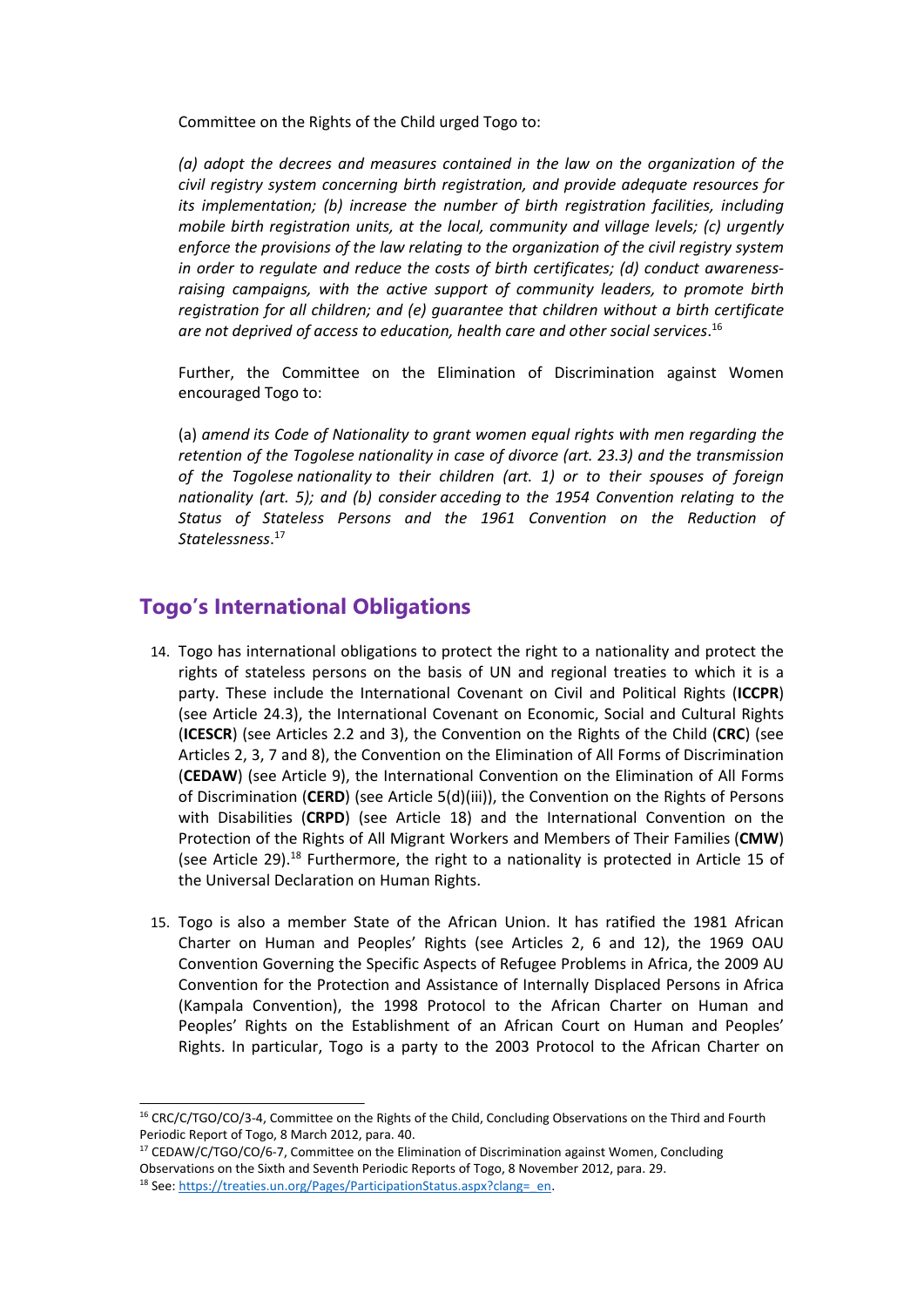Committee on the Rights of the Child urged Togo to:

> *(a) adopt the decrees and measures contained in the law on the organization of the civil registry system concerning birth registration, and provide adequate resources for its implementation; (b) increase the number of birth registration facilities, including mobile birth registration units, at the local, community and village levels; (c) urgently enforce the provisions of the law relating to the organization of the civil registry system in order to regulate and reduce the costs of birth certificates; (d) conduct awareness-raising campaigns, with the active support of community leaders, to promote birth registration for all children; and (e) guarantee that children without a birth certificate are not deprived of access to education, health care and other social services*.[16]

Further, the Committee on the Elimination of Discrimination against Women encouraged Togo to:

> (a) *amend its Code of Nationality to grant women equal rights with men regarding the retention of the Togolese nationality in case of divorce (art. 23.3) and the transmission of the Togolese nationality to their children (art. 1) or to their spouses of foreign nationality (art. 5); and (b) consider acceding to the 1954 Convention relating to the Status of Stateless Persons and the 1961 Convention on the Reduction of Statelessness*.[17]

## Togo's International Obligations

14. Togo has international obligations to protect the right to a nationality and protect the rights of stateless persons on the basis of UN and regional treaties to which it is a party. These include the International Covenant on Civil and Political Rights (**ICCPR**) (see Article 24.3), the International Covenant on Economic, Social and Cultural Rights (**ICESCR**) (see Articles 2.2 and 3), the Convention on the Rights of the Child (**CRC**) (see Articles 2, 3, 7 and 8), the Convention on the Elimination of All Forms of Discrimination (**CEDAW**) (see Article 9), the International Convention on the Elimination of All Forms of Discrimination (**CERD**) (see Article 5(d)(iii)), the Convention on the Rights of Persons with Disabilities (**CRPD**) (see Article 18) and the International Convention on the Protection of the Rights of All Migrant Workers and Members of Their Families (**CMW**) (see Article 29).[18] Furthermore, the right to a nationality is protected in Article 15 of the Universal Declaration on Human Rights.

15. Togo is also a member State of the African Union. It has ratified the 1981 African Charter on Human and Peoples' Rights (see Articles 2, 6 and 12), the 1969 OAU Convention Governing the Specific Aspects of Refugee Problems in Africa, the 2009 AU Convention for the Protection and Assistance of Internally Displaced Persons in Africa (Kampala Convention), the 1998 Protocol to the African Charter on Human and Peoples' Rights on the Establishment of an African Court on Human and Peoples' Rights. In particular, Togo is a party to the 2003 Protocol to the African Charter on

---

[16] CRC/C/TGO/CO/3-4, Committee on the Rights of the Child, Concluding Observations on the Third and Fourth Periodic Report of Togo, 8 March 2012, para. 40.

[17] CEDAW/C/TGO/CO/6-7, Committee on the Elimination of Discrimination against Women, Concluding Observations on the Sixth and Seventh Periodic Reports of Togo, 8 November 2012, para. 29.

[18] See: https://treaties.un.org/Pages/ParticipationStatus.aspx?clang=_en.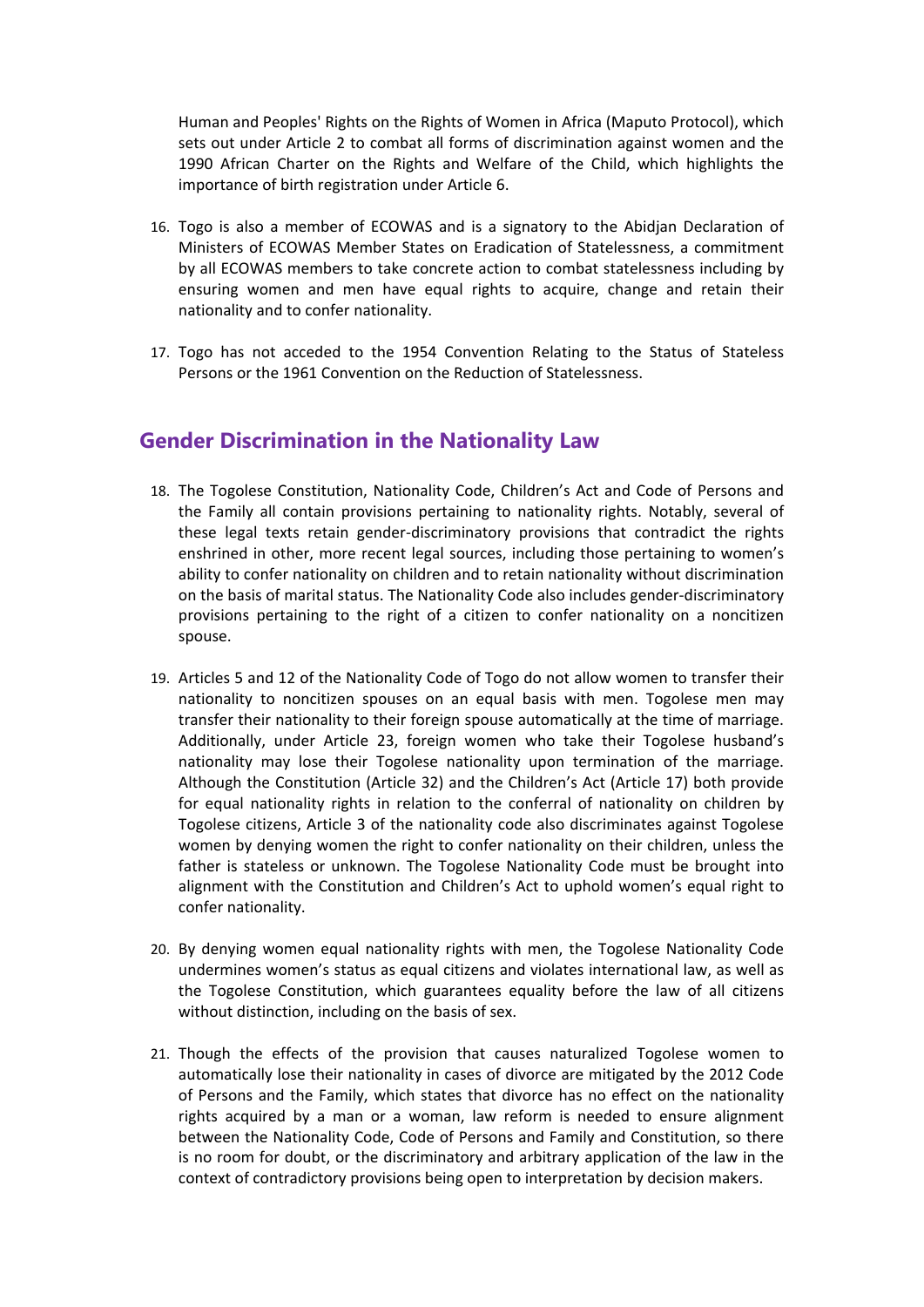Human and Peoples' Rights on the Rights of Women in Africa (Maputo Protocol), which sets out under Article 2 to combat all forms of discrimination against women and the 1990 African Charter on the Rights and Welfare of the Child, which highlights the importance of birth registration under Article 6.

16. Togo is also a member of ECOWAS and is a signatory to the Abidjan Declaration of Ministers of ECOWAS Member States on Eradication of Statelessness, a commitment by all ECOWAS members to take concrete action to combat statelessness including by ensuring women and men have equal rights to acquire, change and retain their nationality and to confer nationality.

17. Togo has not acceded to the 1954 Convention Relating to the Status of Stateless Persons or the 1961 Convention on the Reduction of Statelessness.

## Gender Discrimination in the Nationality Law

18. The Togolese Constitution, Nationality Code, Children's Act and Code of Persons and the Family all contain provisions pertaining to nationality rights. Notably, several of these legal texts retain gender-discriminatory provisions that contradict the rights enshrined in other, more recent legal sources, including those pertaining to women's ability to confer nationality on children and to retain nationality without discrimination on the basis of marital status. The Nationality Code also includes gender-discriminatory provisions pertaining to the right of a citizen to confer nationality on a noncitizen spouse.

19. Articles 5 and 12 of the Nationality Code of Togo do not allow women to transfer their nationality to noncitizen spouses on an equal basis with men. Togolese men may transfer their nationality to their foreign spouse automatically at the time of marriage. Additionally, under Article 23, foreign women who take their Togolese husband's nationality may lose their Togolese nationality upon termination of the marriage. Although the Constitution (Article 32) and the Children's Act (Article 17) both provide for equal nationality rights in relation to the conferral of nationality on children by Togolese citizens, Article 3 of the nationality code also discriminates against Togolese women by denying women the right to confer nationality on their children, unless the father is stateless or unknown. The Togolese Nationality Code must be brought into alignment with the Constitution and Children's Act to uphold women's equal right to confer nationality.

20. By denying women equal nationality rights with men, the Togolese Nationality Code undermines women's status as equal citizens and violates international law, as well as the Togolese Constitution, which guarantees equality before the law of all citizens without distinction, including on the basis of sex.

21. Though the effects of the provision that causes naturalized Togolese women to automatically lose their nationality in cases of divorce are mitigated by the 2012 Code of Persons and the Family, which states that divorce has no effect on the nationality rights acquired by a man or a woman, law reform is needed to ensure alignment between the Nationality Code, Code of Persons and Family and Constitution, so there is no room for doubt, or the discriminatory and arbitrary application of the law in the context of contradictory provisions being open to interpretation by decision makers.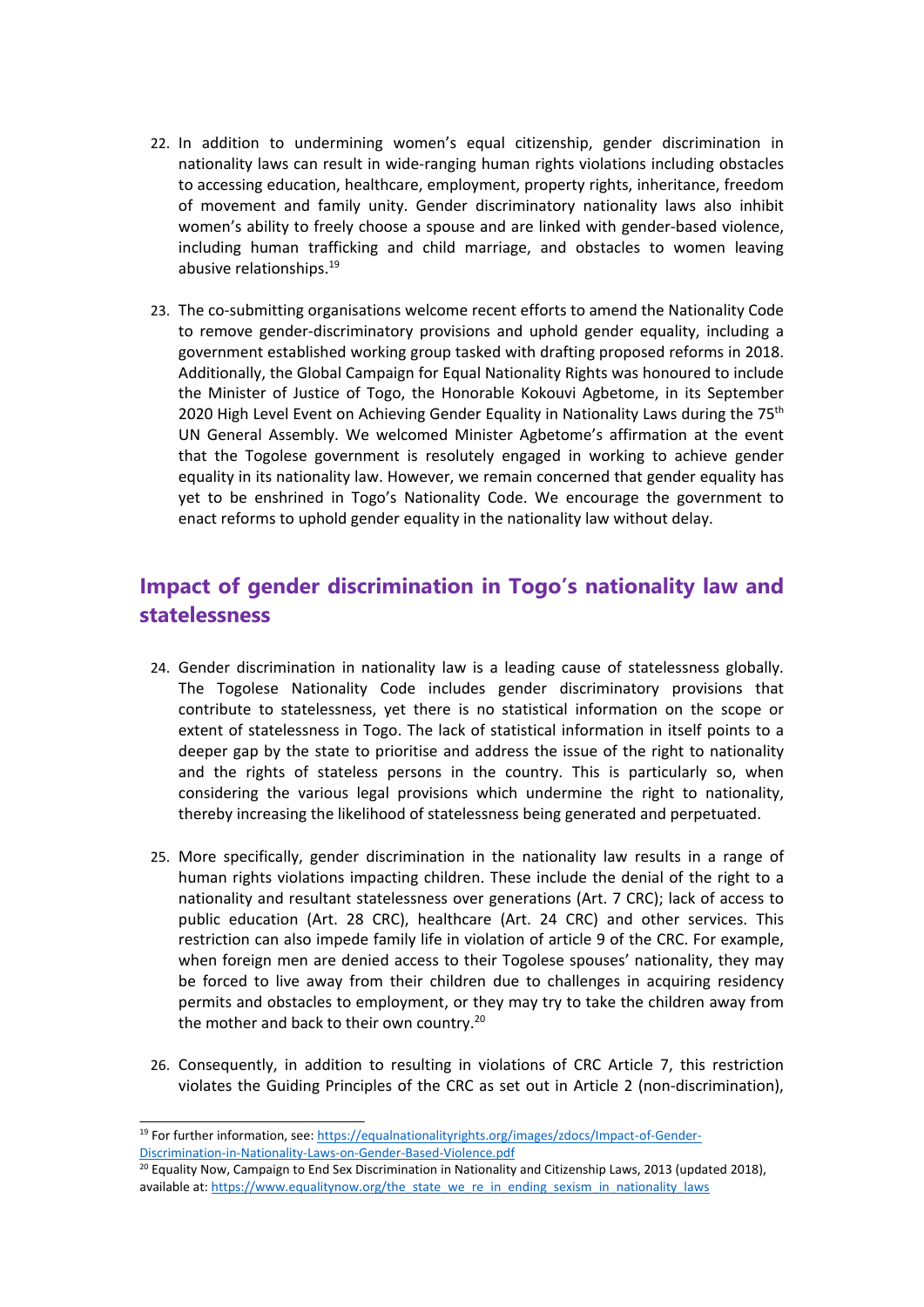22. In addition to undermining women's equal citizenship, gender discrimination in nationality laws can result in wide-ranging human rights violations including obstacles to accessing education, healthcare, employment, property rights, inheritance, freedom of movement and family unity. Gender discriminatory nationality laws also inhibit women's ability to freely choose a spouse and are linked with gender-based violence, including human trafficking and child marriage, and obstacles to women leaving abusive relationships.[19]

23. The co-submitting organisations welcome recent efforts to amend the Nationality Code to remove gender-discriminatory provisions and uphold gender equality, including a government established working group tasked with drafting proposed reforms in 2018. Additionally, the Global Campaign for Equal Nationality Rights was honoured to include the Minister of Justice of Togo, the Honorable Kokouvi Agbetome, in its September 2020 High Level Event on Achieving Gender Equality in Nationality Laws during the 75th UN General Assembly. We welcomed Minister Agbetome's affirmation at the event that the Togolese government is resolutely engaged in working to achieve gender equality in its nationality law. However, we remain concerned that gender equality has yet to be enshrined in Togo's Nationality Code. We encourage the government to enact reforms to uphold gender equality in the nationality law without delay.

## Impact of gender discrimination in Togo's nationality law and statelessness

24. Gender discrimination in nationality law is a leading cause of statelessness globally. The Togolese Nationality Code includes gender discriminatory provisions that contribute to statelessness, yet there is no statistical information on the scope or extent of statelessness in Togo. The lack of statistical information in itself points to a deeper gap by the state to prioritise and address the issue of the right to nationality and the rights of stateless persons in the country. This is particularly so, when considering the various legal provisions which undermine the right to nationality, thereby increasing the likelihood of statelessness being generated and perpetuated.

25. More specifically, gender discrimination in the nationality law results in a range of human rights violations impacting children. These include the denial of the right to a nationality and resultant statelessness over generations (Art. 7 CRC); lack of access to public education (Art. 28 CRC), healthcare (Art. 24 CRC) and other services. This restriction can also impede family life in violation of article 9 of the CRC. For example, when foreign men are denied access to their Togolese spouses' nationality, they may be forced to live away from their children due to challenges in acquiring residency permits and obstacles to employment, or they may try to take the children away from the mother and back to their own country.[20]

26. Consequently, in addition to resulting in violations of CRC Article 7, this restriction violates the Guiding Principles of the CRC as set out in Article 2 (non-discrimination),

---

[19] For further information, see: https://equalnationalityrights.org/images/zdocs/Impact-of-Gender-Discrimination-in-Nationality-Laws-on-Gender-Based-Violence.pdf

[20] Equality Now, Campaign to End Sex Discrimination in Nationality and Citizenship Laws, 2013 (updated 2018), available at: https://www.equalitynow.org/the_state_we_re_in_ending_sexism_in_nationality_laws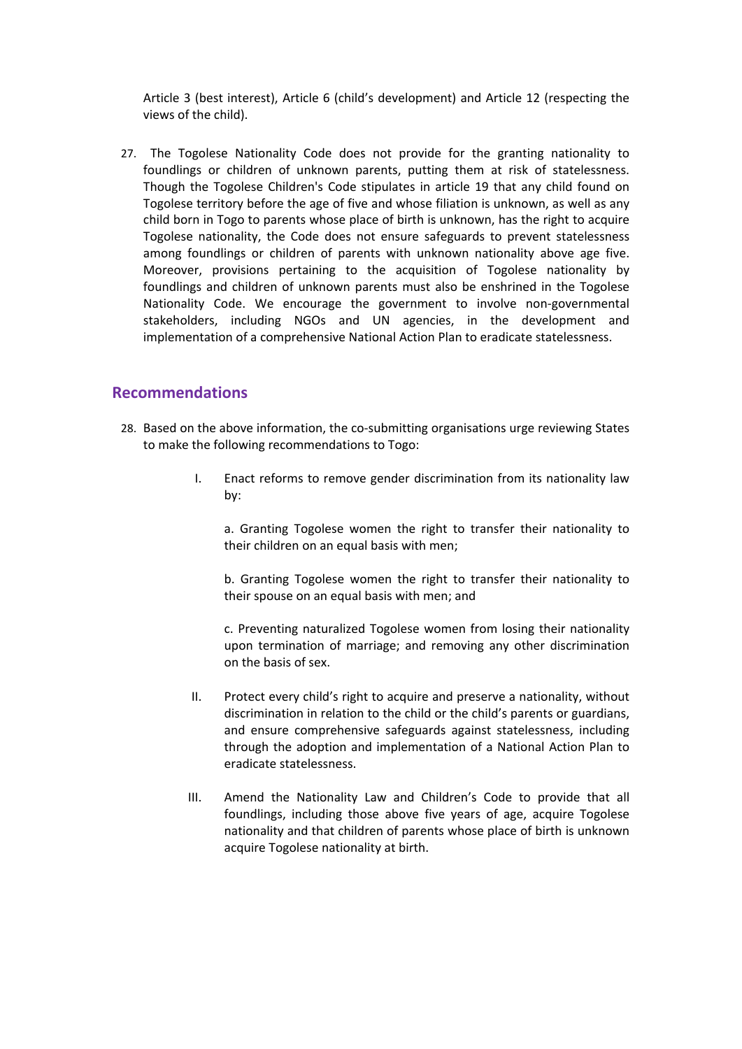Article 3 (best interest), Article 6 (child's development) and Article 12 (respecting the views of the child).

27. The Togolese Nationality Code does not provide for the granting nationality to foundlings or children of unknown parents, putting them at risk of statelessness. Though the Togolese Children's Code stipulates in article 19 that any child found on Togolese territory before the age of five and whose filiation is unknown, as well as any child born in Togo to parents whose place of birth is unknown, has the right to acquire Togolese nationality, the Code does not ensure safeguards to prevent statelessness among foundlings or children of parents with unknown nationality above age five. Moreover, provisions pertaining to the acquisition of Togolese nationality by foundlings and children of unknown parents must also be enshrined in the Togolese Nationality Code. We encourage the government to involve non-governmental stakeholders, including NGOs and UN agencies, in the development and implementation of a comprehensive National Action Plan to eradicate statelessness.

## Recommendations

28. Based on the above information, the co-submitting organisations urge reviewing States to make the following recommendations to Togo:

    I. Enact reforms to remove gender discrimination from its nationality law by:

       a. Granting Togolese women the right to transfer their nationality to their children on an equal basis with men;

       b. Granting Togolese women the right to transfer their nationality to their spouse on an equal basis with men; and

       c. Preventing naturalized Togolese women from losing their nationality upon termination of marriage; and removing any other discrimination on the basis of sex.

    II. Protect every child's right to acquire and preserve a nationality, without discrimination in relation to the child or the child's parents or guardians, and ensure comprehensive safeguards against statelessness, including through the adoption and implementation of a National Action Plan to eradicate statelessness.

    III. Amend the Nationality Law and Children's Code to provide that all foundlings, including those above five years of age, acquire Togolese nationality and that children of parents whose place of birth is unknown acquire Togolese nationality at birth.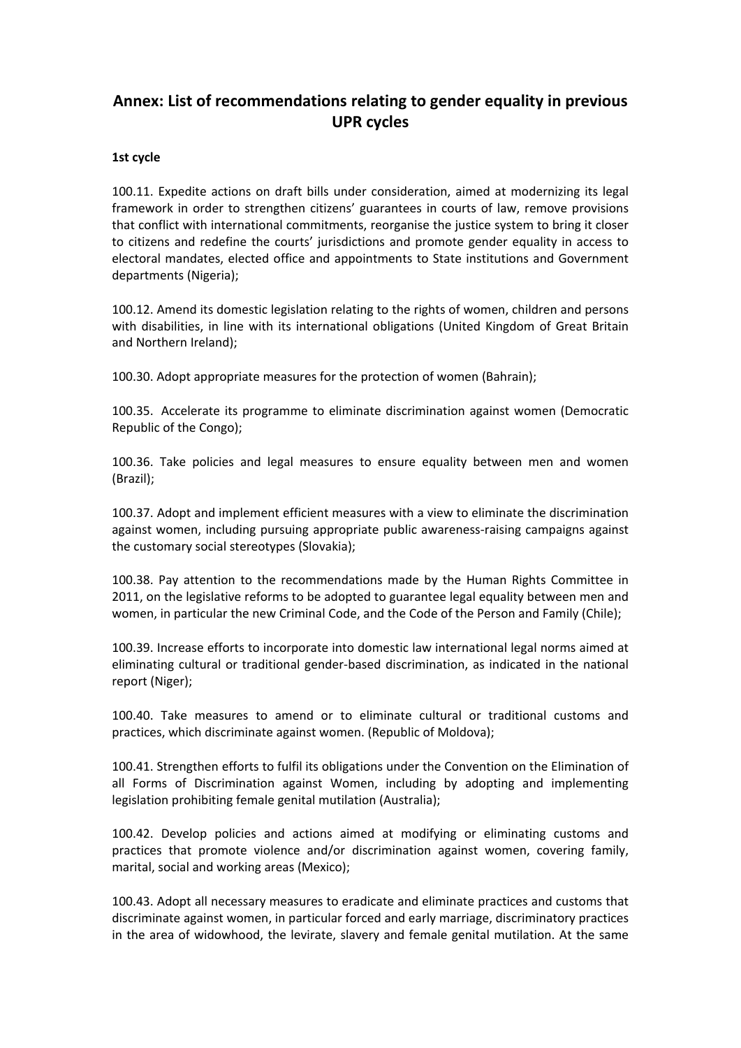# Annex: List of recommendations relating to gender equality in previous UPR cycles

**1st cycle**

100.11. Expedite actions on draft bills under consideration, aimed at modernizing its legal framework in order to strengthen citizens' guarantees in courts of law, remove provisions that conflict with international commitments, reorganise the justice system to bring it closer to citizens and redefine the courts' jurisdictions and promote gender equality in access to electoral mandates, elected office and appointments to State institutions and Government departments (Nigeria);

100.12. Amend its domestic legislation relating to the rights of women, children and persons with disabilities, in line with its international obligations (United Kingdom of Great Britain and Northern Ireland);

100.30. Adopt appropriate measures for the protection of women (Bahrain);

100.35. Accelerate its programme to eliminate discrimination against women (Democratic Republic of the Congo);

100.36. Take policies and legal measures to ensure equality between men and women (Brazil);

100.37. Adopt and implement efficient measures with a view to eliminate the discrimination against women, including pursuing appropriate public awareness-raising campaigns against the customary social stereotypes (Slovakia);

100.38. Pay attention to the recommendations made by the Human Rights Committee in 2011, on the legislative reforms to be adopted to guarantee legal equality between men and women, in particular the new Criminal Code, and the Code of the Person and Family (Chile);

100.39. Increase efforts to incorporate into domestic law international legal norms aimed at eliminating cultural or traditional gender-based discrimination, as indicated in the national report (Niger);

100.40. Take measures to amend or to eliminate cultural or traditional customs and practices, which discriminate against women. (Republic of Moldova);

100.41. Strengthen efforts to fulfil its obligations under the Convention on the Elimination of all Forms of Discrimination against Women, including by adopting and implementing legislation prohibiting female genital mutilation (Australia);

100.42. Develop policies and actions aimed at modifying or eliminating customs and practices that promote violence and/or discrimination against women, covering family, marital, social and working areas (Mexico);

100.43. Adopt all necessary measures to eradicate and eliminate practices and customs that discriminate against women, in particular forced and early marriage, discriminatory practices in the area of widowhood, the levirate, slavery and female genital mutilation. At the same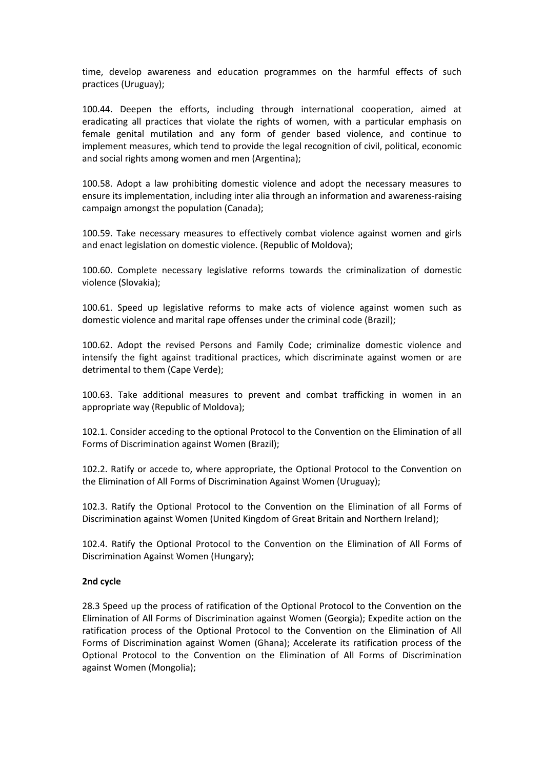time, develop awareness and education programmes on the harmful effects of such practices (Uruguay);

100.44. Deepen the efforts, including through international cooperation, aimed at eradicating all practices that violate the rights of women, with a particular emphasis on female genital mutilation and any form of gender based violence, and continue to implement measures, which tend to provide the legal recognition of civil, political, economic and social rights among women and men (Argentina);

100.58. Adopt a law prohibiting domestic violence and adopt the necessary measures to ensure its implementation, including inter alia through an information and awareness-raising campaign amongst the population (Canada);

100.59. Take necessary measures to effectively combat violence against women and girls and enact legislation on domestic violence. (Republic of Moldova);

100.60. Complete necessary legislative reforms towards the criminalization of domestic violence (Slovakia);

100.61. Speed up legislative reforms to make acts of violence against women such as domestic violence and marital rape offenses under the criminal code (Brazil);

100.62. Adopt the revised Persons and Family Code; criminalize domestic violence and intensify the fight against traditional practices, which discriminate against women or are detrimental to them (Cape Verde);

100.63. Take additional measures to prevent and combat trafficking in women in an appropriate way (Republic of Moldova);

102.1. Consider acceding to the optional Protocol to the Convention on the Elimination of all Forms of Discrimination against Women (Brazil);

102.2. Ratify or accede to, where appropriate, the Optional Protocol to the Convention on the Elimination of All Forms of Discrimination Against Women (Uruguay);

102.3. Ratify the Optional Protocol to the Convention on the Elimination of all Forms of Discrimination against Women (United Kingdom of Great Britain and Northern Ireland);

102.4. Ratify the Optional Protocol to the Convention on the Elimination of All Forms of Discrimination Against Women (Hungary);

**2nd cycle**

28.3 Speed up the process of ratification of the Optional Protocol to the Convention on the Elimination of All Forms of Discrimination against Women (Georgia); Expedite action on the ratification process of the Optional Protocol to the Convention on the Elimination of All Forms of Discrimination against Women (Ghana); Accelerate its ratification process of the Optional Protocol to the Convention on the Elimination of All Forms of Discrimination against Women (Mongolia);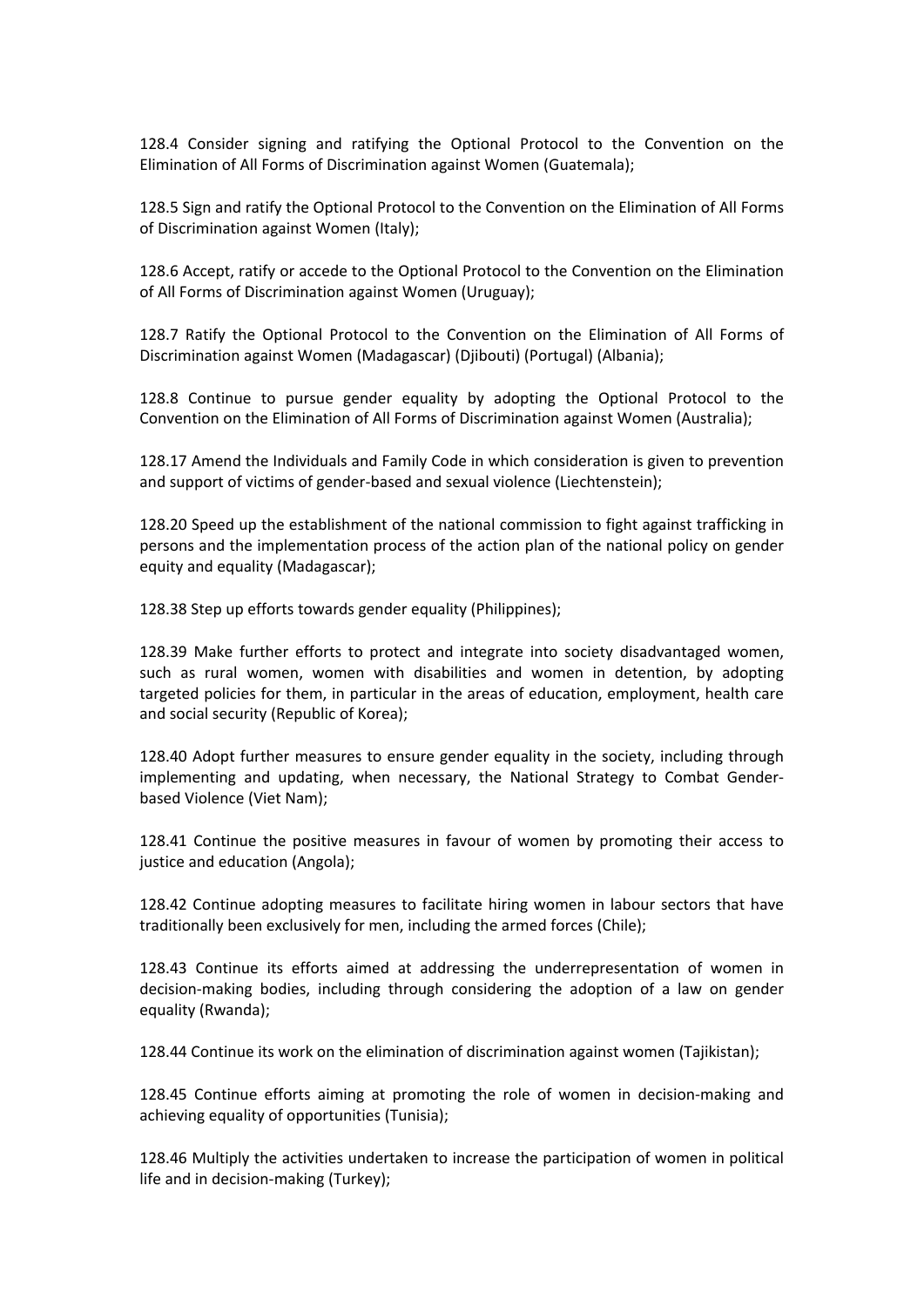128.4 Consider signing and ratifying the Optional Protocol to the Convention on the Elimination of All Forms of Discrimination against Women (Guatemala);

128.5 Sign and ratify the Optional Protocol to the Convention on the Elimination of All Forms of Discrimination against Women (Italy);

128.6 Accept, ratify or accede to the Optional Protocol to the Convention on the Elimination of All Forms of Discrimination against Women (Uruguay);

128.7 Ratify the Optional Protocol to the Convention on the Elimination of All Forms of Discrimination against Women (Madagascar) (Djibouti) (Portugal) (Albania);

128.8 Continue to pursue gender equality by adopting the Optional Protocol to the Convention on the Elimination of All Forms of Discrimination against Women (Australia);

128.17 Amend the Individuals and Family Code in which consideration is given to prevention and support of victims of gender-based and sexual violence (Liechtenstein);

128.20 Speed up the establishment of the national commission to fight against trafficking in persons and the implementation process of the action plan of the national policy on gender equity and equality (Madagascar);

128.38 Step up efforts towards gender equality (Philippines);

128.39 Make further efforts to protect and integrate into society disadvantaged women, such as rural women, women with disabilities and women in detention, by adopting targeted policies for them, in particular in the areas of education, employment, health care and social security (Republic of Korea);

128.40 Adopt further measures to ensure gender equality in the society, including through implementing and updating, when necessary, the National Strategy to Combat Gender-based Violence (Viet Nam);

128.41 Continue the positive measures in favour of women by promoting their access to justice and education (Angola);

128.42 Continue adopting measures to facilitate hiring women in labour sectors that have traditionally been exclusively for men, including the armed forces (Chile);

128.43 Continue its efforts aimed at addressing the underrepresentation of women in decision-making bodies, including through considering the adoption of a law on gender equality (Rwanda);

128.44 Continue its work on the elimination of discrimination against women (Tajikistan);

128.45 Continue efforts aiming at promoting the role of women in decision-making and achieving equality of opportunities (Tunisia);

128.46 Multiply the activities undertaken to increase the participation of women in political life and in decision-making (Turkey);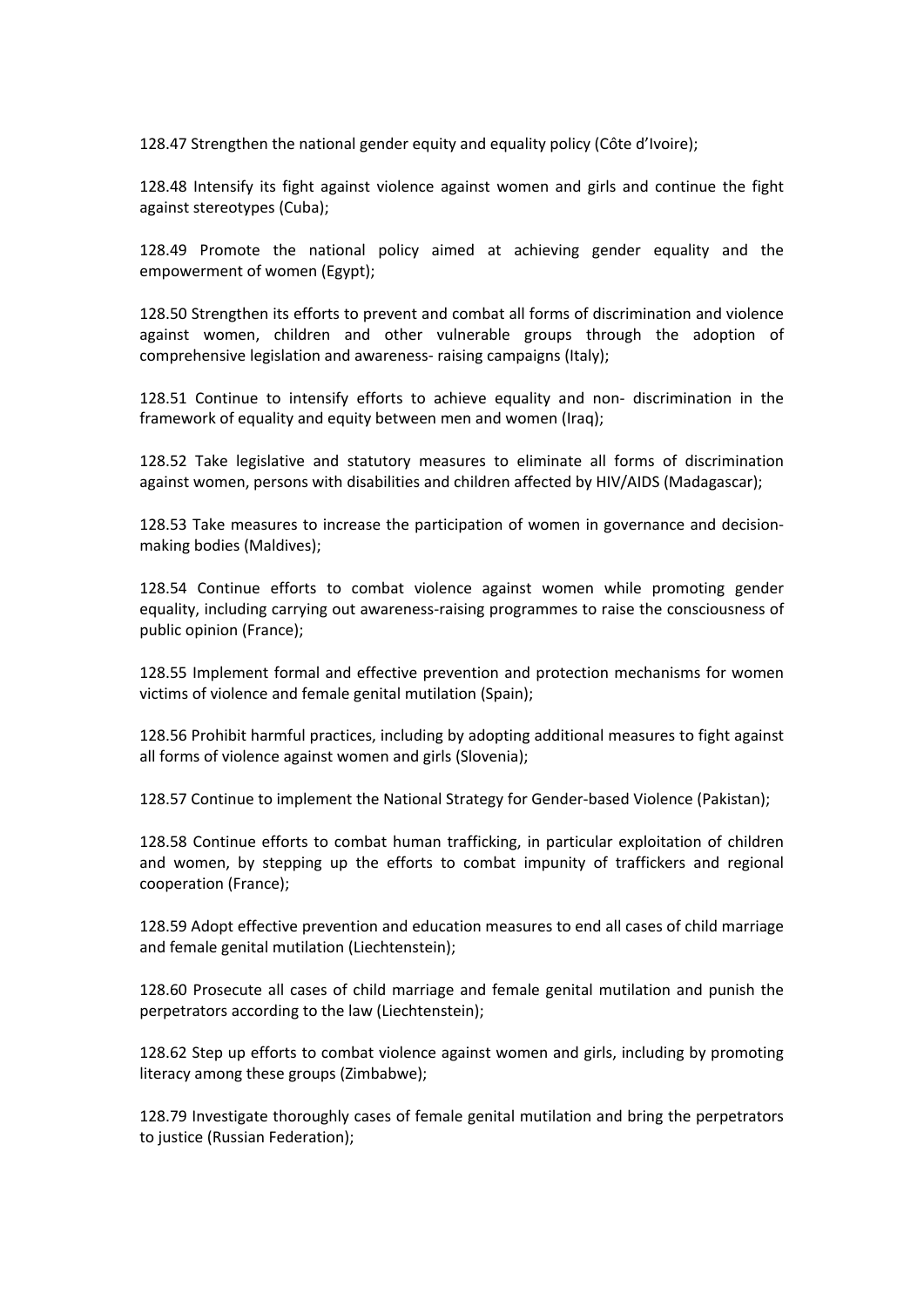128.47 Strengthen the national gender equity and equality policy (Côte d'Ivoire);

128.48 Intensify its fight against violence against women and girls and continue the fight against stereotypes (Cuba);

128.49 Promote the national policy aimed at achieving gender equality and the empowerment of women (Egypt);

128.50 Strengthen its efforts to prevent and combat all forms of discrimination and violence against women, children and other vulnerable groups through the adoption of comprehensive legislation and awareness- raising campaigns (Italy);

128.51 Continue to intensify efforts to achieve equality and non- discrimination in the framework of equality and equity between men and women (Iraq);

128.52 Take legislative and statutory measures to eliminate all forms of discrimination against women, persons with disabilities and children affected by HIV/AIDS (Madagascar);

128.53 Take measures to increase the participation of women in governance and decision-making bodies (Maldives);

128.54 Continue efforts to combat violence against women while promoting gender equality, including carrying out awareness-raising programmes to raise the consciousness of public opinion (France);

128.55 Implement formal and effective prevention and protection mechanisms for women victims of violence and female genital mutilation (Spain);

128.56 Prohibit harmful practices, including by adopting additional measures to fight against all forms of violence against women and girls (Slovenia);

128.57 Continue to implement the National Strategy for Gender-based Violence (Pakistan);

128.58 Continue efforts to combat human trafficking, in particular exploitation of children and women, by stepping up the efforts to combat impunity of traffickers and regional cooperation (France);

128.59 Adopt effective prevention and education measures to end all cases of child marriage and female genital mutilation (Liechtenstein);

128.60 Prosecute all cases of child marriage and female genital mutilation and punish the perpetrators according to the law (Liechtenstein);

128.62 Step up efforts to combat violence against women and girls, including by promoting literacy among these groups (Zimbabwe);

128.79 Investigate thoroughly cases of female genital mutilation and bring the perpetrators to justice (Russian Federation);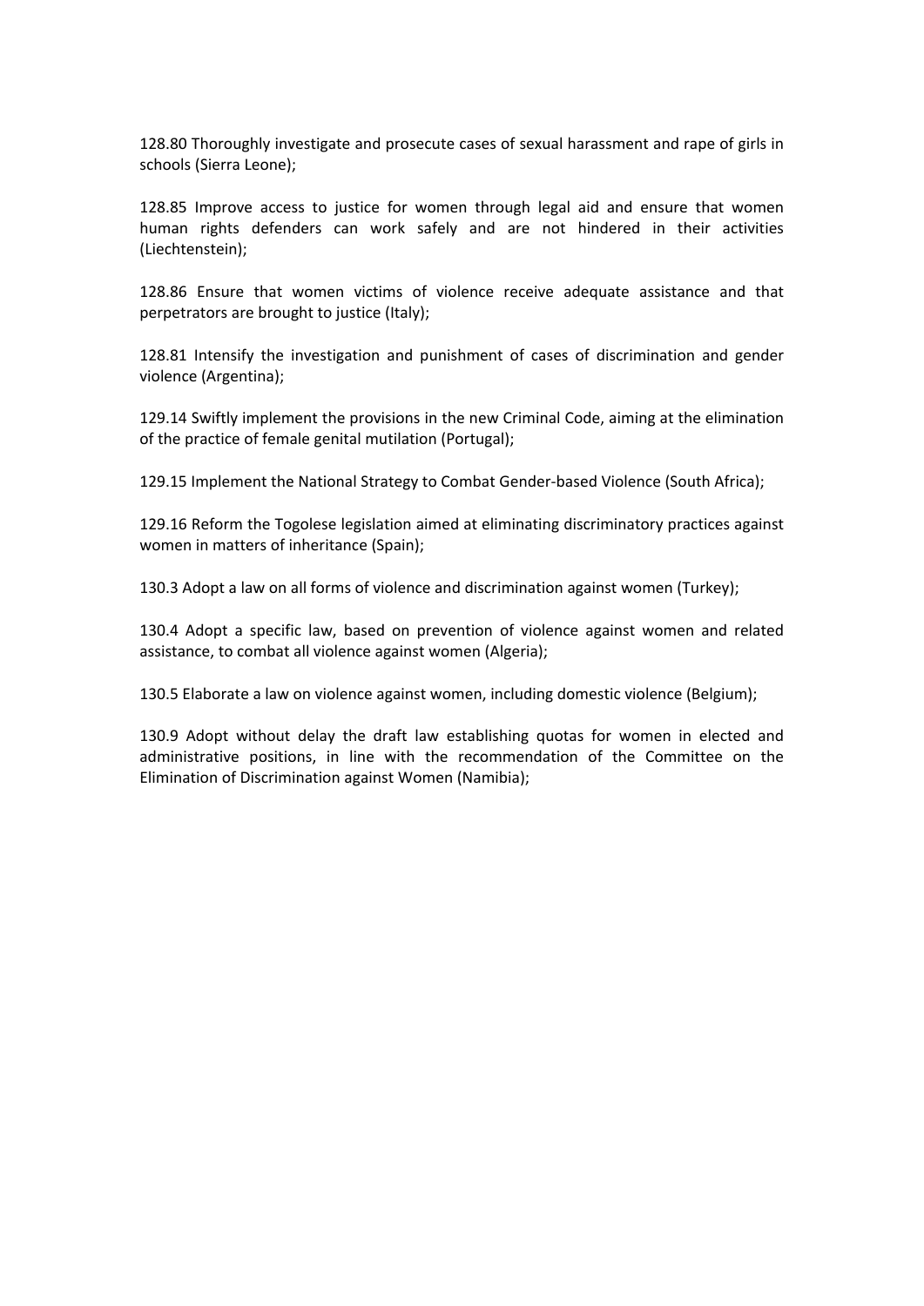128.80 Thoroughly investigate and prosecute cases of sexual harassment and rape of girls in schools (Sierra Leone);

128.85 Improve access to justice for women through legal aid and ensure that women human rights defenders can work safely and are not hindered in their activities (Liechtenstein);

128.86 Ensure that women victims of violence receive adequate assistance and that perpetrators are brought to justice (Italy);

128.81 Intensify the investigation and punishment of cases of discrimination and gender violence (Argentina);

129.14 Swiftly implement the provisions in the new Criminal Code, aiming at the elimination of the practice of female genital mutilation (Portugal);

129.15 Implement the National Strategy to Combat Gender-based Violence (South Africa);

129.16 Reform the Togolese legislation aimed at eliminating discriminatory practices against women in matters of inheritance (Spain);

130.3 Adopt a law on all forms of violence and discrimination against women (Turkey);

130.4 Adopt a specific law, based on prevention of violence against women and related assistance, to combat all violence against women (Algeria);

130.5 Elaborate a law on violence against women, including domestic violence (Belgium);

130.9 Adopt without delay the draft law establishing quotas for women in elected and administrative positions, in line with the recommendation of the Committee on the Elimination of Discrimination against Women (Namibia);